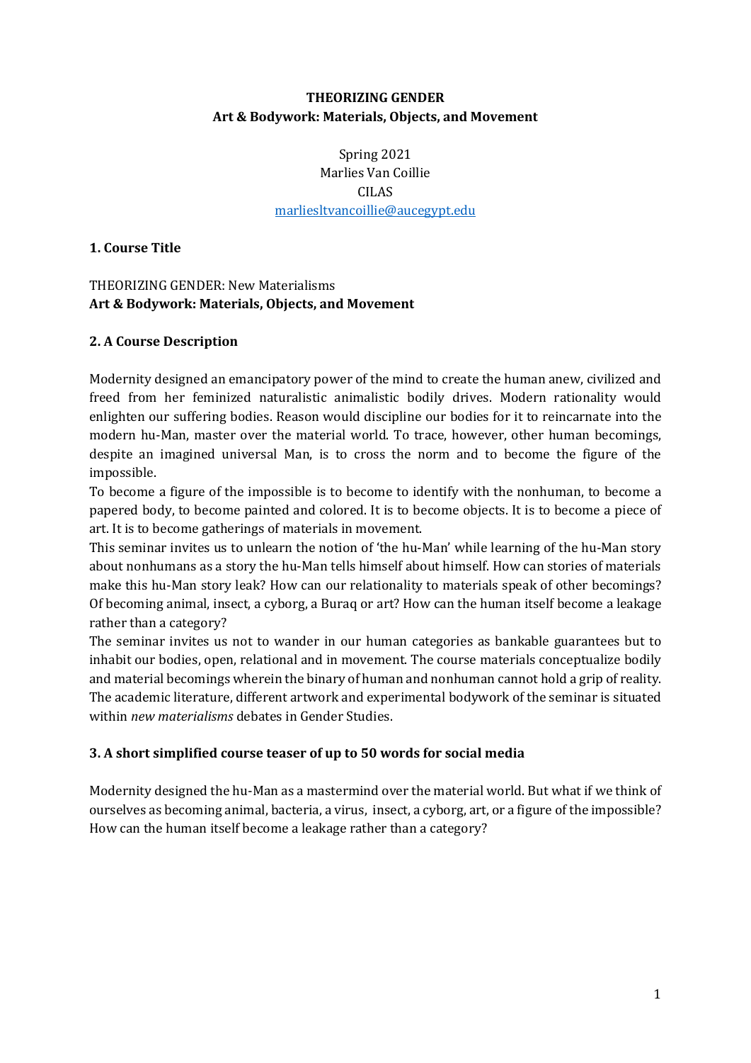**THEORIZING GENDER**
**Art & Bodywork: Materials, Objects, and Movement**

Spring 2021
Marlies Van Coillie
CILAS
marliesltvancoillie@aucegypt.edu

## 1. Course Title

THEORIZING GENDER: New Materialisms
**Art & Bodywork: Materials, Objects, and Movement**

## 2. A Course Description

Modernity designed an emancipatory power of the mind to create the human anew, civilized and freed from her feminized naturalistic animalistic bodily drives. Modern rationality would enlighten our suffering bodies. Reason would discipline our bodies for it to reincarnate into the modern hu-Man, master over the material world. To trace, however, other human becomings, despite an imagined universal Man, is to cross the norm and to become the figure of the impossible.

To become a figure of the impossible is to become to identify with the nonhuman, to become a papered body, to become painted and colored. It is to become objects. It is to become a piece of art. It is to become gatherings of materials in movement.

This seminar invites us to unlearn the notion of 'the hu-Man' while learning of the hu-Man story about nonhumans as a story the hu-Man tells himself about himself. How can stories of materials make this hu-Man story leak? How can our relationality to materials speak of other becomings? Of becoming animal, insect, a cyborg, a Buraq or art? How can the human itself become a leakage rather than a category?

The seminar invites us not to wander in our human categories as bankable guarantees but to inhabit our bodies, open, relational and in movement. The course materials conceptualize bodily and material becomings wherein the binary of human and nonhuman cannot hold a grip of reality. The academic literature, different artwork and experimental bodywork of the seminar is situated within *new materialisms* debates in Gender Studies.

## 3. A short simplified course teaser of up to 50 words for social media

Modernity designed the hu-Man as a mastermind over the material world. But what if we think of ourselves as becoming animal, bacteria, a virus, insect, a cyborg, art, or a figure of the impossible? How can the human itself become a leakage rather than a category?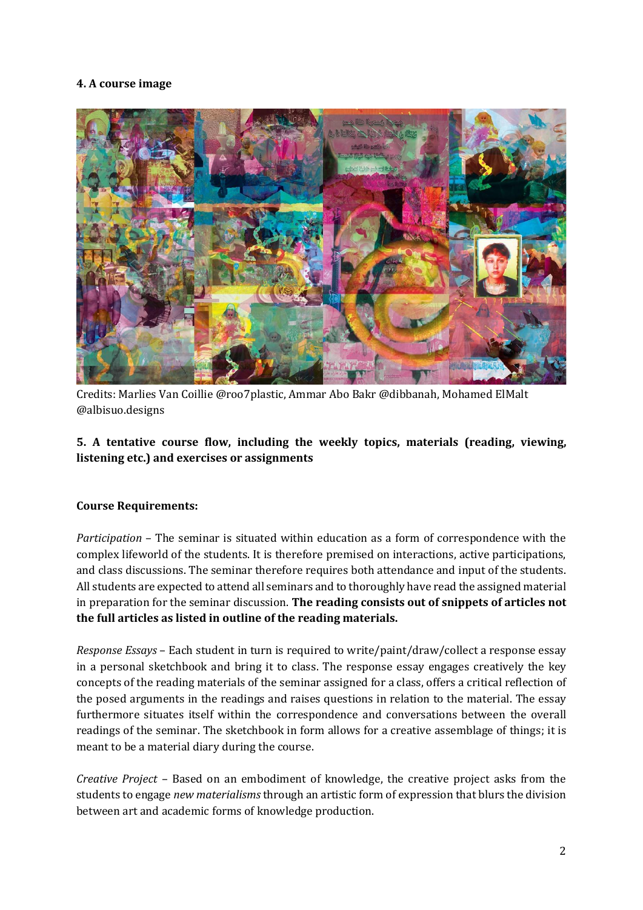**4. A course image**

Credits: Marlies Van Coillie @roo7plastic, Ammar Abo Bakr @dibbanah, Mohamed ElMalt @albisuo.designs

**5. A tentative course flow, including the weekly topics, materials (reading, viewing, listening etc.) and exercises or assignments**

**Course Requirements:**

*Participation* – The seminar is situated within education as a form of correspondence with the complex lifeworld of the students. It is therefore premised on interactions, active participations, and class discussions. The seminar therefore requires both attendance and input of the students. All students are expected to attend all seminars and to thoroughly have read the assigned material in preparation for the seminar discussion. **The reading consists out of snippets of articles not the full articles as listed in outline of the reading materials.**

*Response Essays* – Each student in turn is required to write/paint/draw/collect a response essay in a personal sketchbook and bring it to class. The response essay engages creatively the key concepts of the reading materials of the seminar assigned for a class, offers a critical reflection of the posed arguments in the readings and raises questions in relation to the material. The essay furthermore situates itself within the correspondence and conversations between the overall readings of the seminar. The sketchbook in form allows for a creative assemblage of things; it is meant to be a material diary during the course.

*Creative Project* – Based on an embodiment of knowledge, the creative project asks from the students to engage *new materialisms* through an artistic form of expression that blurs the division between art and academic forms of knowledge production.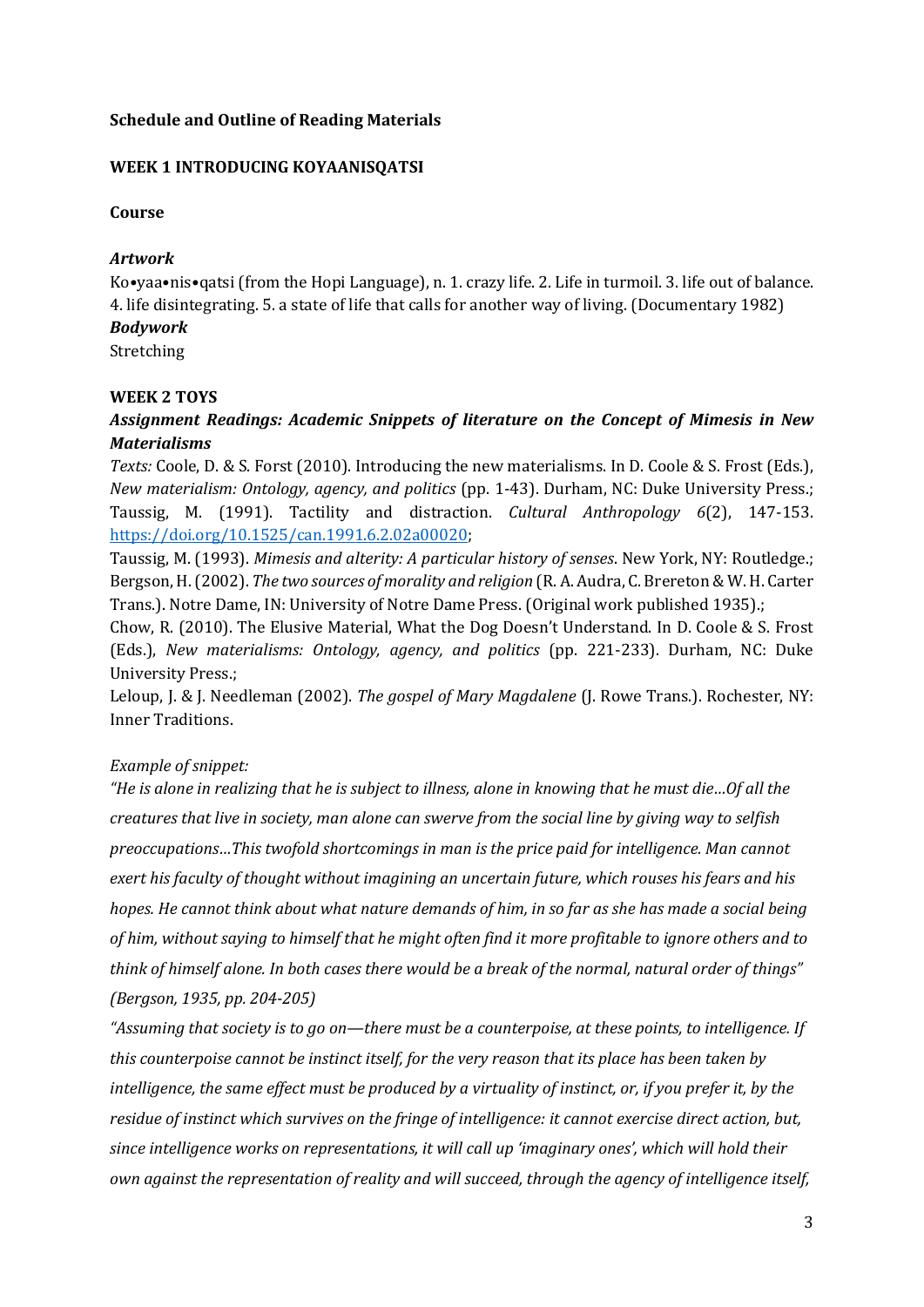**Schedule and Outline of Reading Materials**

**WEEK 1 INTRODUCING KOYAANISQATSI**

**Course**

***Artwork***

Ko•yaa•nis•qatsi (from the Hopi Language), n. 1. crazy life. 2. Life in turmoil. 3. life out of balance. 4. life disintegrating. 5. a state of life that calls for another way of living. (Documentary 1982)

***Bodywork***

Stretching

**WEEK 2 TOYS**

***Assignment Readings: Academic Snippets of literature on the Concept of Mimesis in New Materialisms***

*Texts:* Coole, D. & S. Forst (2010). Introducing the new materialisms. In D. Coole & S. Frost (Eds.), *New materialism: Ontology, agency, and politics* (pp. 1-43). Durham, NC: Duke University Press.; Taussig, M. (1991). Tactility and distraction. *Cultural Anthropology 6*(2), 147-153. https://doi.org/10.1525/can.1991.6.2.02a00020;

Taussig, M. (1993). *Mimesis and alterity: A particular history of senses*. New York, NY: Routledge.; Bergson, H. (2002). *The two sources of morality and religion* (R. A. Audra, C. Brereton & W. H. Carter Trans.). Notre Dame, IN: University of Notre Dame Press. (Original work published 1935).;

Chow, R. (2010). The Elusive Material, What the Dog Doesn't Understand. In D. Coole & S. Frost (Eds.), *New materialisms: Ontology, agency, and politics* (pp. 221-233). Durham, NC: Duke University Press.;

Leloup, J. & J. Needleman (2002). *The gospel of Mary Magdalene* (J. Rowe Trans.). Rochester, NY: Inner Traditions.

*Example of snippet:*

*"He is alone in realizing that he is subject to illness, alone in knowing that he must die…Of all the creatures that live in society, man alone can swerve from the social line by giving way to selfish preoccupations…This twofold shortcomings in man is the price paid for intelligence. Man cannot exert his faculty of thought without imagining an uncertain future, which rouses his fears and his hopes. He cannot think about what nature demands of him, in so far as she has made a social being of him, without saying to himself that he might often find it more profitable to ignore others and to think of himself alone. In both cases there would be a break of the normal, natural order of things" (Bergson, 1935, pp. 204-205)*

*"Assuming that society is to go on—there must be a counterpoise, at these points, to intelligence. If this counterpoise cannot be instinct itself, for the very reason that its place has been taken by intelligence, the same effect must be produced by a virtuality of instinct, or, if you prefer it, by the residue of instinct which survives on the fringe of intelligence: it cannot exercise direct action, but, since intelligence works on representations, it will call up 'imaginary ones', which will hold their own against the representation of reality and will succeed, through the agency of intelligence itself,*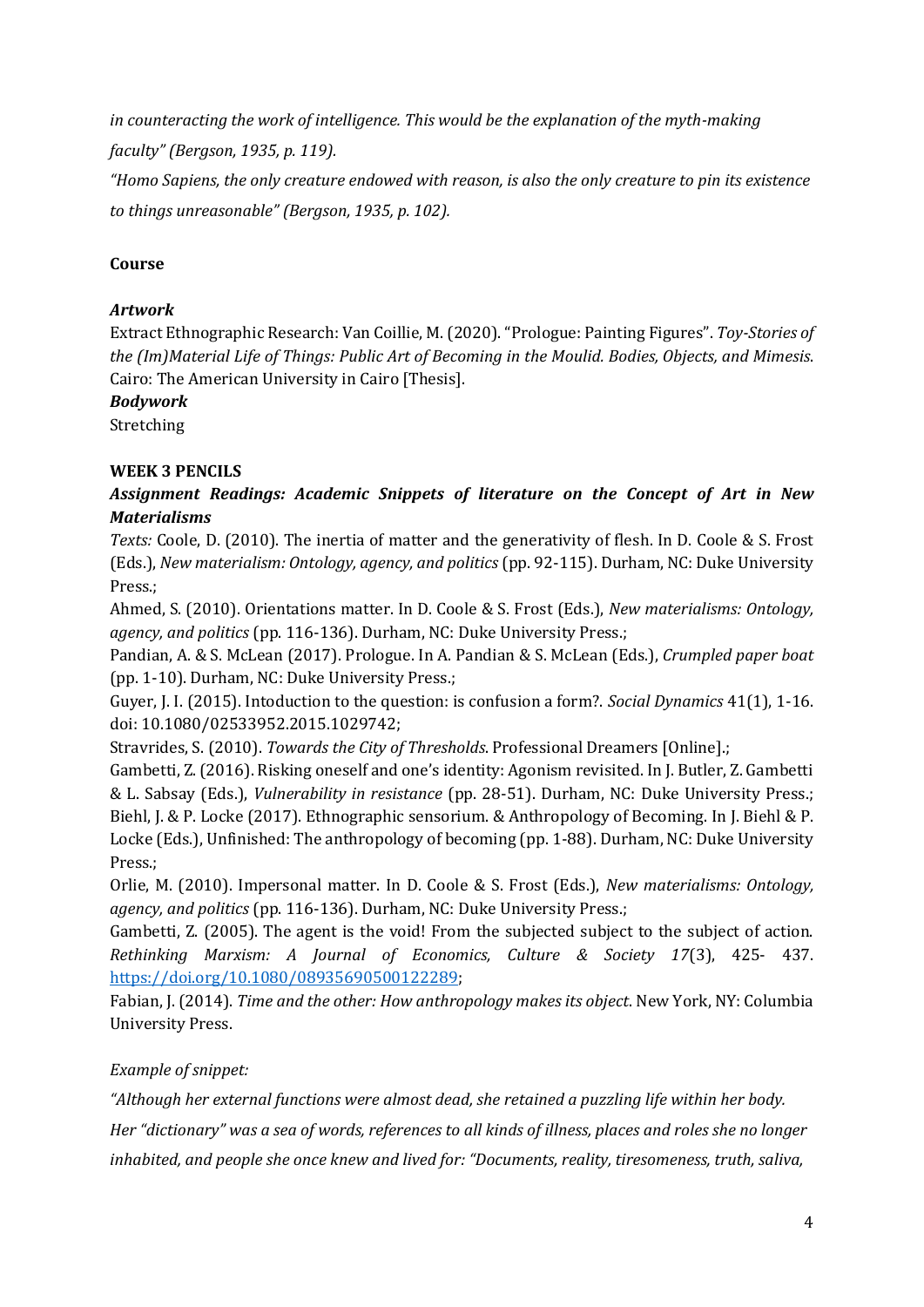*in counteracting the work of intelligence. This would be the explanation of the myth-making faculty" (Bergson, 1935, p. 119).*

*"Homo Sapiens, the only creature endowed with reason, is also the only creature to pin its existence to things unreasonable" (Bergson, 1935, p. 102).*

**Course**

***Artwork***

Extract Ethnographic Research: Van Coillie, M. (2020). "Prologue: Painting Figures". *Toy-Stories of the (Im)Material Life of Things: Public Art of Becoming in the Moulid. Bodies, Objects, and Mimesis.* Cairo: The American University in Cairo [Thesis].

***Bodywork***

Stretching

**WEEK 3 PENCILS**

***Assignment Readings: Academic Snippets of literature on the Concept of Art in New Materialisms***

*Texts:* Coole, D. (2010). The inertia of matter and the generativity of flesh. In D. Coole & S. Frost (Eds.), *New materialism: Ontology, agency, and politics* (pp. 92-115). Durham, NC: Duke University Press.;

Ahmed, S. (2010). Orientations matter. In D. Coole & S. Frost (Eds.), *New materialisms: Ontology, agency, and politics* (pp. 116-136). Durham, NC: Duke University Press.;

Pandian, A. & S. McLean (2017). Prologue. In A. Pandian & S. McLean (Eds.), *Crumpled paper boat* (pp. 1-10). Durham, NC: Duke University Press.;

Guyer, J. I. (2015). Intoduction to the question: is confusion a form?. *Social Dynamics* 41(1), 1-16. doi: 10.1080/02533952.2015.1029742;

Stravrides, S. (2010). *Towards the City of Thresholds*. Professional Dreamers [Online].;

Gambetti, Z. (2016). Risking oneself and one's identity: Agonism revisited. In J. Butler, Z. Gambetti & L. Sabsay (Eds.), *Vulnerability in resistance* (pp. 28-51). Durham, NC: Duke University Press.;

Biehl, J. & P. Locke (2017). Ethnographic sensorium. & Anthropology of Becoming. In J. Biehl & P. Locke (Eds.), Unfinished: The anthropology of becoming (pp. 1-88). Durham, NC: Duke University Press.;

Orlie, M. (2010). Impersonal matter. In D. Coole & S. Frost (Eds.), *New materialisms: Ontology, agency, and politics* (pp. 116-136). Durham, NC: Duke University Press.;

Gambetti, Z. (2005). The agent is the void! From the subjected subject to the subject of action. *Rethinking Marxism: A Journal of Economics, Culture & Society 17*(3), 425- 437. https://doi.org/10.1080/08935690500122289;

Fabian, J. (2014). *Time and the other: How anthropology makes its object*. New York, NY: Columbia University Press.

*Example of snippet:*

*"Although her external functions were almost dead, she retained a puzzling life within her body. Her "dictionary" was a sea of words, references to all kinds of illness, places and roles she no longer inhabited, and people she once knew and lived for: "Documents, reality, tiresomeness, truth, saliva,*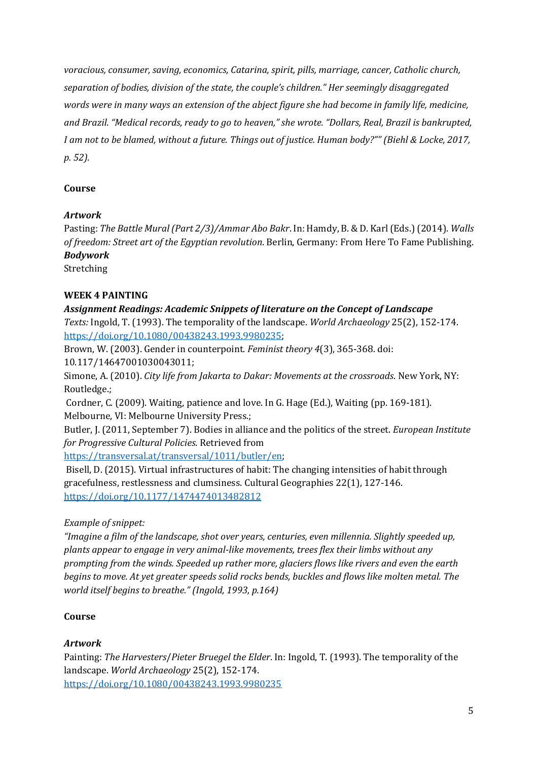*voracious, consumer, saving, economics, Catarina, spirit, pills, marriage, cancer, Catholic church, separation of bodies, division of the state, the couple's children." Her seemingly disaggregated words were in many ways an extension of the abject figure she had become in family life, medicine, and Brazil. "Medical records, ready to go to heaven," she wrote. "Dollars, Real, Brazil is bankrupted, I am not to be blamed, without a future. Things out of justice. Human body?"" (Biehl & Locke, 2017, p. 52).*

**Course**

***Artwork***
Pasting: *The Battle Mural (Part 2/3)/Ammar Abo Bakr*. In: Hamdy, B. & D. Karl (Eds.) (2014). *Walls of freedom: Street art of the Egyptian revolution*. Berlin, Germany: From Here To Fame Publishing.
***Bodywork***
Stretching

**WEEK 4 PAINTING**

***Assignment Readings: Academic Snippets of literature on the Concept of Landscape***
*Texts:* Ingold, T. (1993). The temporality of the landscape. *World Archaeology* 25(2), 152-174. https://doi.org/10.1080/00438243.1993.9980235;
Brown, W. (2003). Gender in counterpoint. *Feminist theory 4*(3), 365-368. doi: 10.117/14647001030043011;
Simone, A. (2010). *City life from Jakarta to Dakar: Movements at the crossroads*. New York, NY: Routledge.;
Cordner, C. (2009). Waiting, patience and love. In G. Hage (Ed.), Waiting (pp. 169-181). Melbourne, VI: Melbourne University Press.;
Butler, J. (2011, September 7). Bodies in alliance and the politics of the street. *European Institute for Progressive Cultural Policies*. Retrieved from https://transversal.at/transversal/1011/butler/en;
Bisell, D. (2015). Virtual infrastructures of habit: The changing intensities of habit through gracefulness, restlessness and clumsiness. Cultural Geographies 22(1), 127-146. https://doi.org/10.1177/1474474013482812

*Example of snippet:*
*"Imagine a film of the landscape, shot over years, centuries, even millennia. Slightly speeded up, plants appear to engage in very animal-like movements, trees flex their limbs without any prompting from the winds. Speeded up rather more, glaciers flows like rivers and even the earth begins to move. At yet greater speeds solid rocks bends, buckles and flows like molten metal. The world itself begins to breathe." (Ingold, 1993, p.164)*

**Course**

***Artwork***
Painting: *The Harvesters/Pieter Bruegel the Elder*. In: Ingold, T. (1993). The temporality of the landscape. *World Archaeology* 25(2), 152-174. https://doi.org/10.1080/00438243.1993.9980235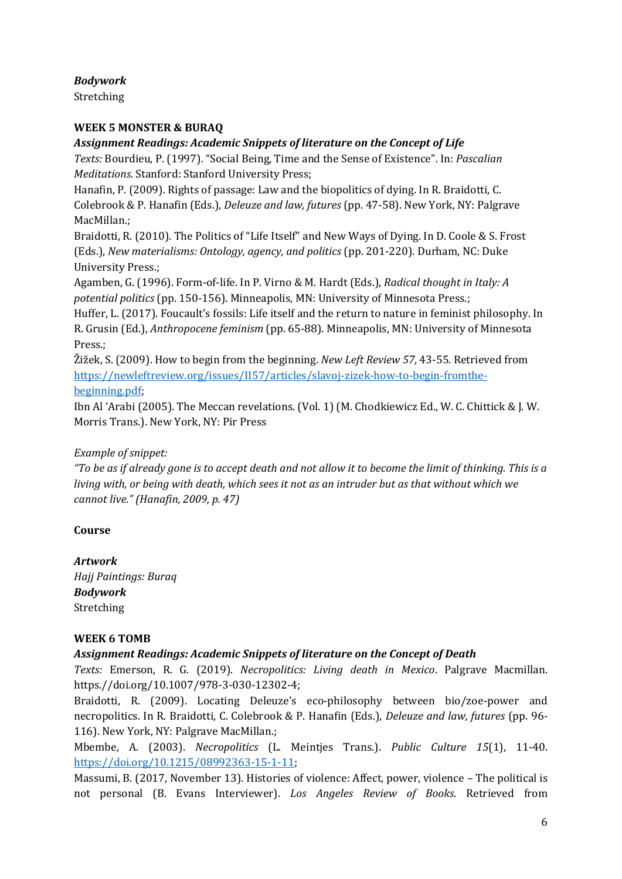***Bodywork***
Stretching

**WEEK 5 MONSTER & BURAQ**

***Assignment Readings: Academic Snippets of literature on the Concept of Life***

*Texts:* Bourdieu, P. (1997). "Social Being, Time and the Sense of Existence". In: *Pascalian Meditations*. Stanford: Stanford University Press;

Hanafin, P. (2009). Rights of passage: Law and the biopolitics of dying. In R. Braidotti, C. Colebrook & P. Hanafin (Eds.), *Deleuze and law, futures* (pp. 47-58). New York, NY: Palgrave MacMillan.;

Braidotti, R. (2010). The Politics of "Life Itself" and New Ways of Dying. In D. Coole & S. Frost (Eds.), *New materialisms: Ontology, agency, and politics* (pp. 201-220). Durham, NC: Duke University Press.;

Agamben, G. (1996). Form-of-life. In P. Virno & M. Hardt (Eds.), *Radical thought in Italy: A potential politics* (pp. 150-156). Minneapolis, MN: University of Minnesota Press.;

Huffer, L. (2017). Foucault's fossils: Life itself and the return to nature in feminist philosophy. In R. Grusin (Ed.), *Anthropocene feminism* (pp. 65-88). Minneapolis, MN: University of Minnesota Press.;

Žižek, S. (2009). How to begin from the beginning. *New Left Review 57*, 43-55. Retrieved from https://newleftreview.org/issues/II57/articles/slavoj-zizek-how-to-begin-fromthe-beginning.pdf;

Ibn Al 'Arabi (2005). The Meccan revelations. (Vol. 1) (M. Chodkiewicz Ed., W. C. Chittick & J. W. Morris Trans.). New York, NY: Pir Press

*Example of snippet:*

*"To be as if already gone is to accept death and not allow it to become the limit of thinking. This is a living with, or being with death, which sees it not as an intruder but as that without which we cannot live." (Hanafin, 2009, p. 47)*

**Course**

***Artwork***
*Hajj Paintings: Buraq*
***Bodywork***
Stretching

**WEEK 6 TOMB**

***Assignment Readings: Academic Snippets of literature on the Concept of Death***

*Texts:* Emerson, R. G. (2019). *Necropolitics: Living death in Mexico*. Palgrave Macmillan. https://doi.org/10.1007/978-3-030-12302-4;

Braidotti, R. (2009). Locating Deleuze's eco-philosophy between bio/zoe-power and necropolitics. In R. Braidotti, C. Colebrook & P. Hanafin (Eds.), *Deleuze and law, futures* (pp. 96-116). New York, NY: Palgrave MacMillan.;

Mbembe, A. (2003). *Necropolitics* (L. Meintjes Trans.). *Public Culture 15*(1), 11-40. https://doi.org/10.1215/08992363-15-1-11;

Massumi, B. (2017, November 13). Histories of violence: Affect, power, violence – The political is not personal (B. Evans Interviewer). *Los Angeles Review of Books*. Retrieved from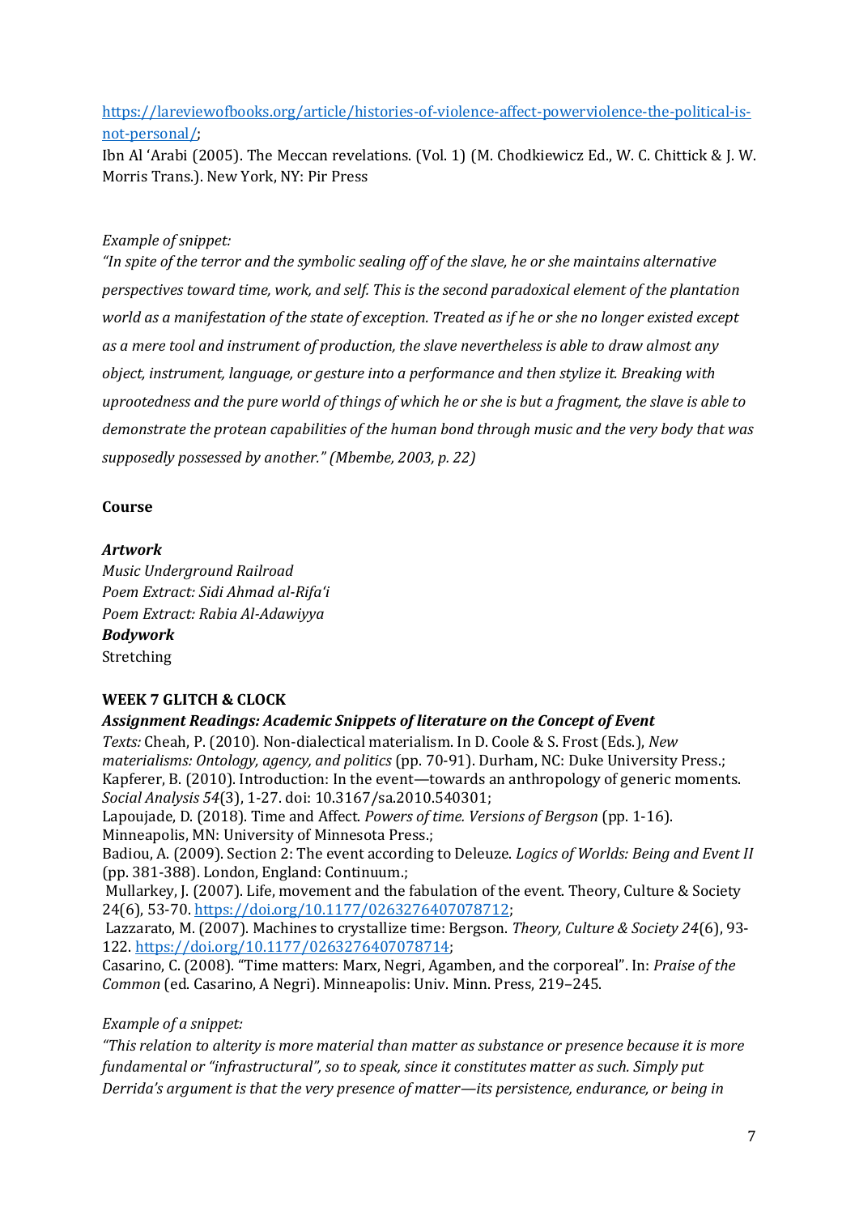[https://lareviewofbooks.org/article/histories-of-violence-affect-powerviolence-the-political-is-not-personal/](https://lareviewofbooks.org/article/histories-of-violence-affect-powerviolence-the-political-is-not-personal/);

Ibn Al ʻArabi (2005). The Meccan revelations. (Vol. 1) (M. Chodkiewicz Ed., W. C. Chittick & J. W. Morris Trans.). New York, NY: Pir Press

*Example of snippet:*

*"In spite of the terror and the symbolic sealing off of the slave, he or she maintains alternative perspectives toward time, work, and self. This is the second paradoxical element of the plantation world as a manifestation of the state of exception. Treated as if he or she no longer existed except as a mere tool and instrument of production, the slave nevertheless is able to draw almost any object, instrument, language, or gesture into a performance and then stylize it. Breaking with uprootedness and the pure world of things of which he or she is but a fragment, the slave is able to demonstrate the protean capabilities of the human bond through music and the very body that was supposedly possessed by another." (Mbembe, 2003, p. 22)*

**Course**

***Artwork***

*Music Underground Railroad*
*Poem Extract: Sidi Ahmad al-Rifaʻi*
*Poem Extract: Rabia Al-Adawiyya*

***Bodywork***

Stretching

**WEEK 7 GLITCH & CLOCK**

***Assignment Readings: Academic Snippets of literature on the Concept of Event***

*Texts:* Cheah, P. (2010). Non-dialectical materialism. In D. Coole & S. Frost (Eds.), *New materialisms: Ontology, agency, and politics* (pp. 70-91). Durham, NC: Duke University Press.;
Kapferer, B. (2010). Introduction: In the event—towards an anthropology of generic moments. *Social Analysis 54*(3), 1-27. doi: 10.3167/sa.2010.540301;
Lapoujade, D. (2018). Time and Affect. *Powers of time. Versions of Bergson* (pp. 1-16). Minneapolis, MN: University of Minnesota Press.;
Badiou, A. (2009). Section 2: The event according to Deleuze. *Logics of Worlds: Being and Event II* (pp. 381-388). London, England: Continuum.;
Mullarkey, J. (2007). Life, movement and the fabulation of the event. Theory, Culture & Society 24(6), 53-70. [https://doi.org/10.1177/0263276407078712](https://doi.org/10.1177/0263276407078712);
Lazzarato, M. (2007). Machines to crystallize time: Bergson. *Theory, Culture & Society 24*(6), 93-122. [https://doi.org/10.1177/0263276407078714](https://doi.org/10.1177/0263276407078714);
Casarino, C. (2008). "Time matters: Marx, Negri, Agamben, and the corporeal". In: *Praise of the Common* (ed. Casarino, A Negri). Minneapolis: Univ. Minn. Press, 219–245.

*Example of a snippet:*

*"This relation to alterity is more material than matter as substance or presence because it is more fundamental or "infrastructural", so to speak, since it constitutes matter as such. Simply put Derrida's argument is that the very presence of matter—its persistence, endurance, or being in*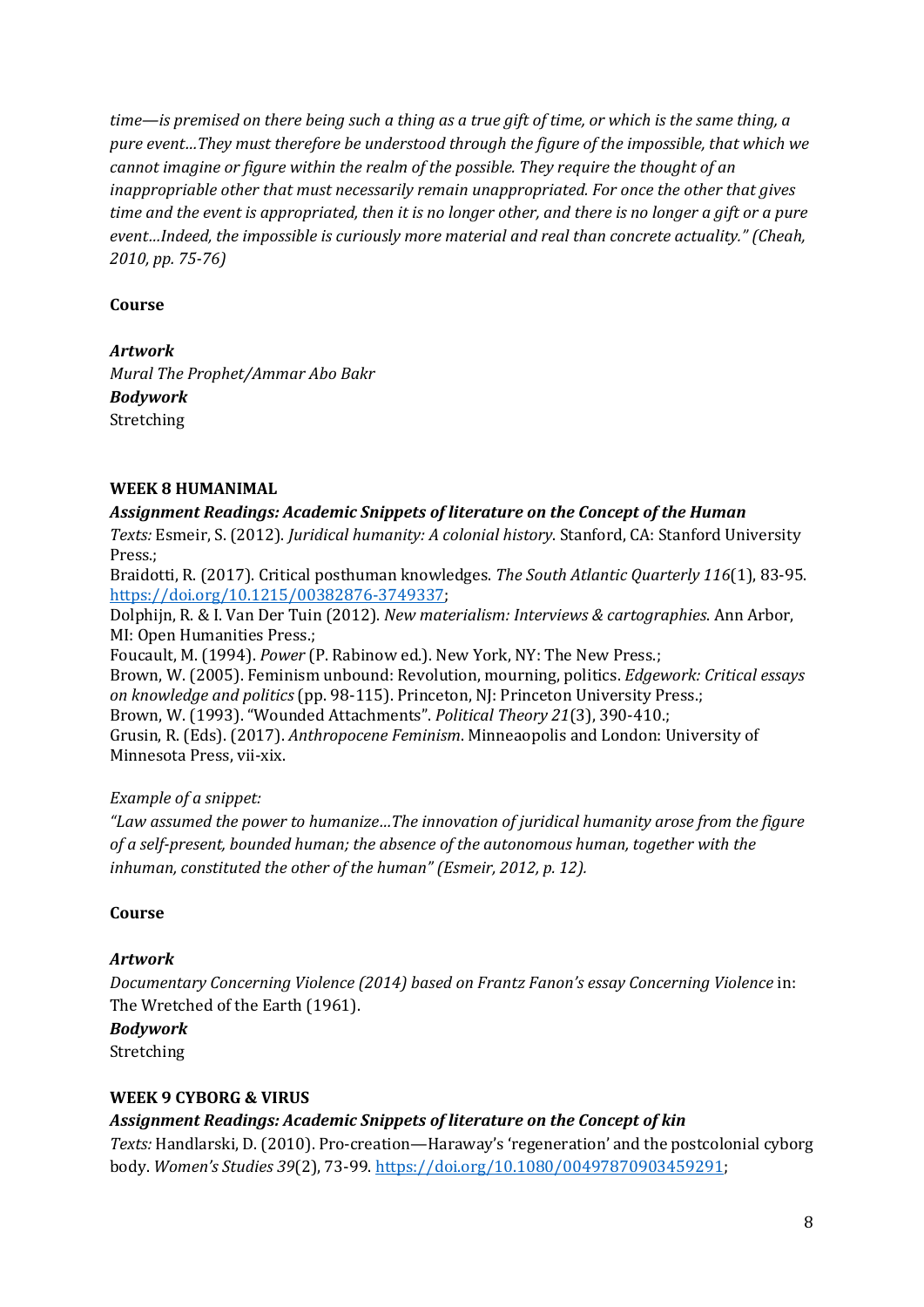*time—is premised on there being such a thing as a true gift of time, or which is the same thing, a pure event…They must therefore be understood through the figure of the impossible, that which we cannot imagine or figure within the realm of the possible. They require the thought of an inappropriable other that must necessarily remain unappropriated. For once the other that gives time and the event is appropriated, then it is no longer other, and there is no longer a gift or a pure event…Indeed, the impossible is curiously more material and real than concrete actuality." (Cheah, 2010, pp. 75-76)*

**Course**

***Artwork***
*Mural The Prophet/Ammar Abo Bakr*
***Bodywork***
Stretching

**WEEK 8 HUMANIMAL**

***Assignment Readings: Academic Snippets of literature on the Concept of the Human***
*Texts:* Esmeir, S. (2012). *Juridical humanity: A colonial history*. Stanford, CA: Stanford University Press.;
Braidotti, R. (2017). Critical posthuman knowledges. *The South Atlantic Quarterly 116*(1), 83-95. https://doi.org/10.1215/00382876-3749337;
Dolphijn, R. & I. Van Der Tuin (2012). *New materialism: Interviews & cartographies*. Ann Arbor, MI: Open Humanities Press.;
Foucault, M. (1994). *Power* (P. Rabinow ed.). New York, NY: The New Press.;
Brown, W. (2005). Feminism unbound: Revolution, mourning, politics. *Edgework: Critical essays on knowledge and politics* (pp. 98-115). Princeton, NJ: Princeton University Press.;
Brown, W. (1993). "Wounded Attachments". *Political Theory 21*(3), 390-410.;
Grusin, R. (Eds). (2017). *Anthropocene Feminism*. Minneaopolis and London: University of Minnesota Press, vii-xix.

*Example of a snippet:*
*"Law assumed the power to humanize…The innovation of juridical humanity arose from the figure of a self-present, bounded human; the absence of the autonomous human, together with the inhuman, constituted the other of the human" (Esmeir, 2012, p. 12).*

**Course**

***Artwork***
*Documentary Concerning Violence (2014) based on Frantz Fanon's essay Concerning Violence* in: The Wretched of the Earth (1961).
***Bodywork***
Stretching

**WEEK 9 CYBORG & VIRUS**

***Assignment Readings: Academic Snippets of literature on the Concept of kin***
*Texts:* Handlarski, D. (2010). Pro-creation—Haraway's 'regeneration' and the postcolonial cyborg body. *Women's Studies 39*(2), 73-99. https://doi.org/10.1080/00497870903459291;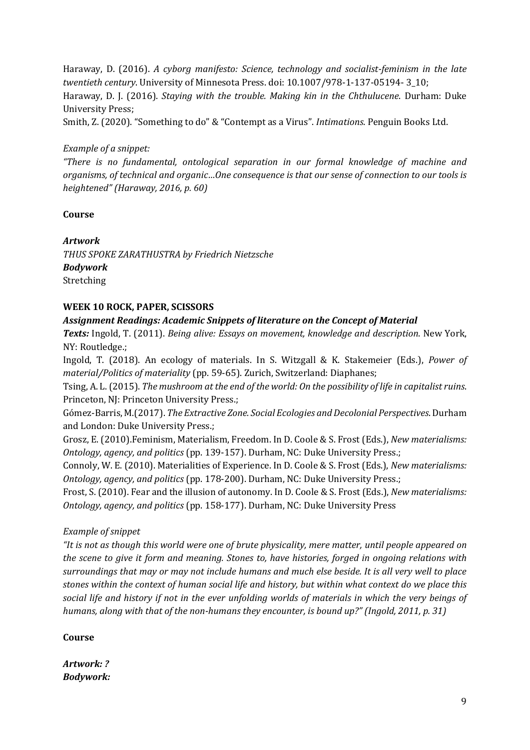Haraway, D. (2016). *A cyborg manifesto: Science, technology and socialist-feminism in the late twentieth century*. University of Minnesota Press. doi: 10.1007/978-1-137-05194- 3_10;
Haraway, D. J. (2016). *Staying with the trouble. Making kin in the Chthulucene*. Durham: Duke University Press;
Smith, Z. (2020). "Something to do" & "Contempt as a Virus". *Intimations*. Penguin Books Ltd.

*Example of a snippet:*
*"There is no fundamental, ontological separation in our formal knowledge of machine and organisms, of technical and organic…One consequence is that our sense of connection to our tools is heightened" (Haraway, 2016, p. 60)*

**Course**

***Artwork***
*THUS SPOKE ZARATHUSTRA by Friedrich Nietzsche*
***Bodywork***
Stretching

**WEEK 10 ROCK, PAPER, SCISSORS**

***Assignment Readings: Academic Snippets of literature on the Concept of Material***

***Texts:*** Ingold, T. (2011). *Being alive: Essays on movement, knowledge and description*. New York, NY: Routledge.;
Ingold, T. (2018). An ecology of materials. In S. Witzgall & K. Stakemeier (Eds.), *Power of material/Politics of materiality* (pp. 59-65). Zurich, Switzerland: Diaphanes;
Tsing, A. L. (2015). *The mushroom at the end of the world: On the possibility of life in capitalist ruins*. Princeton, NJ: Princeton University Press.;
Gómez-Barris, M.(2017). *The Extractive Zone. Social Ecologies and Decolonial Perspectives*. Durham and London: Duke University Press.;
Grosz, E. (2010).Feminism, Materialism, Freedom. In D. Coole & S. Frost (Eds.), *New materialisms: Ontology, agency, and politics* (pp. 139-157). Durham, NC: Duke University Press.;
Connoly, W. E. (2010). Materialities of Experience. In D. Coole & S. Frost (Eds.), *New materialisms: Ontology, agency, and politics* (pp. 178-200). Durham, NC: Duke University Press.;
Frost, S. (2010). Fear and the illusion of autonomy. In D. Coole & S. Frost (Eds.), *New materialisms: Ontology, agency, and politics* (pp. 158-177). Durham, NC: Duke University Press

*Example of snippet*
*"It is not as though this world were one of brute physicality, mere matter, until people appeared on the scene to give it form and meaning. Stones to, have histories, forged in ongoing relations with surroundings that may or may not include humans and much else beside. It is all very well to place stones within the context of human social life and history, but within what context do we place this social life and history if not in the ever unfolding worlds of materials in which the very beings of humans, along with that of the non-humans they encounter, is bound up?" (Ingold, 2011, p. 31)*

**Course**

***Artwork: ?***
***Bodywork:***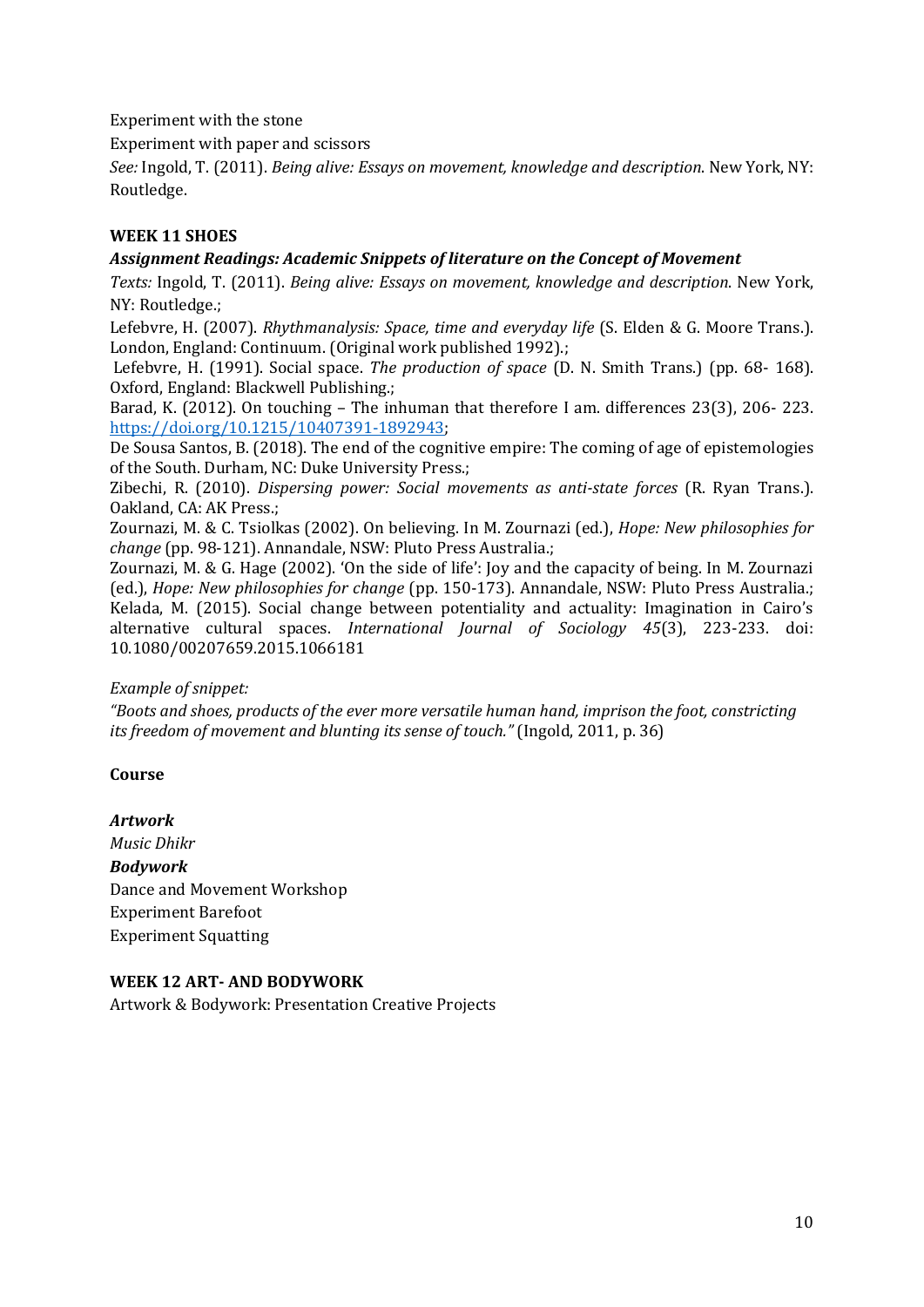Experiment with the stone

Experiment with paper and scissors

*See:* Ingold, T. (2011). *Being alive: Essays on movement, knowledge and description*. New York, NY: Routledge.

### WEEK 11 SHOES

***Assignment Readings: Academic Snippets of literature on the Concept of Movement***

*Texts:* Ingold, T. (2011). *Being alive: Essays on movement, knowledge and description*. New York, NY: Routledge.;

Lefebvre, H. (2007). *Rhythmanalysis: Space, time and everyday life* (S. Elden & G. Moore Trans.). London, England: Continuum. (Original work published 1992).;

Lefebvre, H. (1991). Social space. *The production of space* (D. N. Smith Trans.) (pp. 68- 168). Oxford, England: Blackwell Publishing.;

Barad, K. (2012). On touching – The inhuman that therefore I am. differences 23(3), 206- 223. https://doi.org/10.1215/10407391-1892943;

De Sousa Santos, B. (2018). The end of the cognitive empire: The coming of age of epistemologies of the South. Durham, NC: Duke University Press.;

Zibechi, R. (2010). *Dispersing power: Social movements as anti-state forces* (R. Ryan Trans.). Oakland, CA: AK Press.;

Zournazi, M. & C. Tsiolkas (2002). On believing. In M. Zournazi (ed.), *Hope: New philosophies for change* (pp. 98-121). Annandale, NSW: Pluto Press Australia.;

Zournazi, M. & G. Hage (2002). 'On the side of life': Joy and the capacity of being. In M. Zournazi (ed.), *Hope: New philosophies for change* (pp. 150-173). Annandale, NSW: Pluto Press Australia.;

Kelada, M. (2015). Social change between potentiality and actuality: Imagination in Cairo's alternative cultural spaces. *International Journal of Sociology 45*(3), 223-233. doi: 10.1080/00207659.2015.1066181

*Example of snippet:*

*"Boots and shoes, products of the ever more versatile human hand, imprison the foot, constricting its freedom of movement and blunting its sense of touch."* (Ingold, 2011, p. 36)

**Course**

***Artwork***

*Music Dhikr*

***Bodywork***

Dance and Movement Workshop

Experiment Barefoot

Experiment Squatting

### WEEK 12 ART- AND BODYWORK

Artwork & Bodywork: Presentation Creative Projects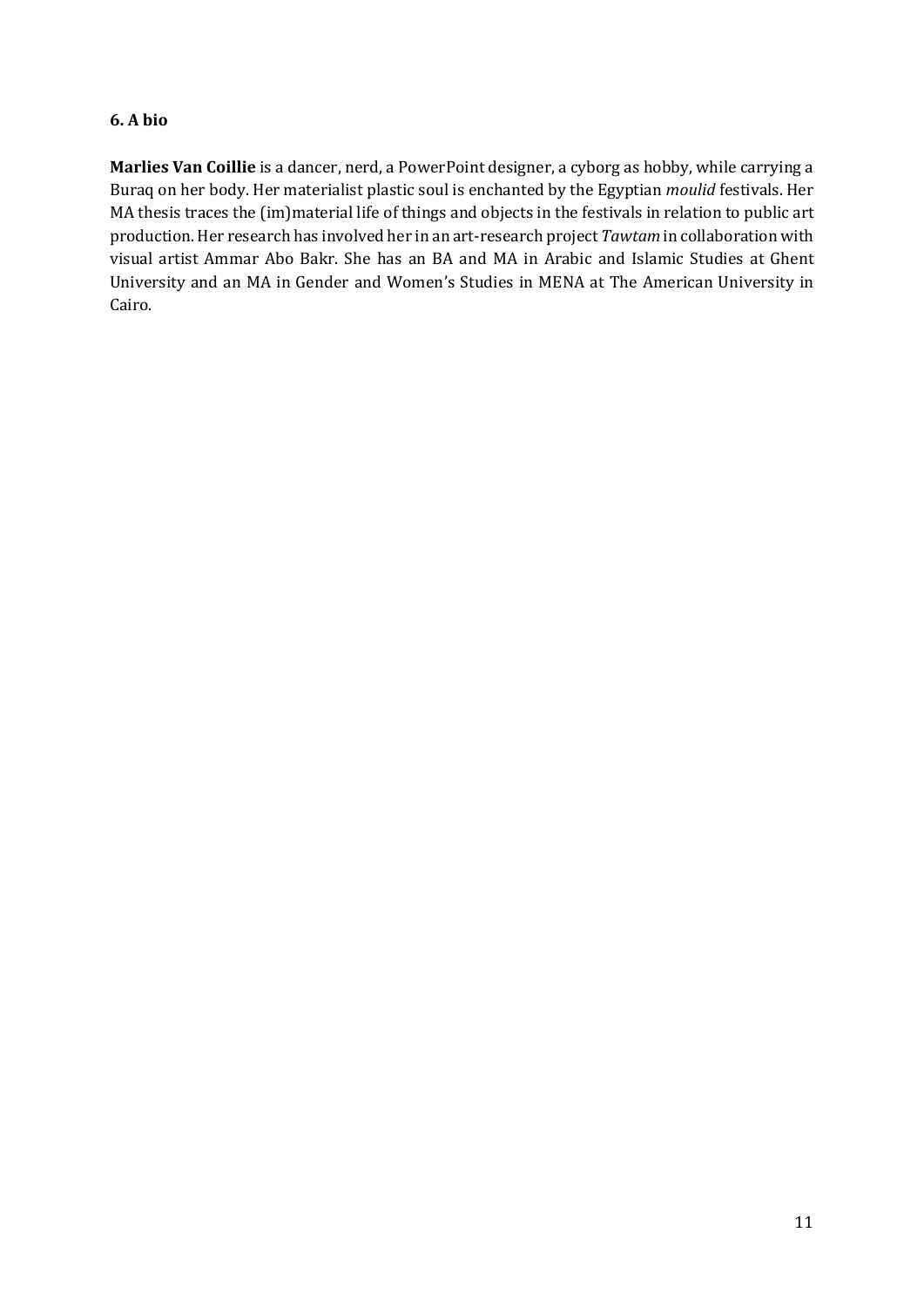### 6. A bio

**Marlies Van Coillie** is a dancer, nerd, a PowerPoint designer, a cyborg as hobby, while carrying a Buraq on her body. Her materialist plastic soul is enchanted by the Egyptian *moulid* festivals. Her MA thesis traces the (im)material life of things and objects in the festivals in relation to public art production. Her research has involved her in an art-research project *Tawtam* in collaboration with visual artist Ammar Abo Bakr. She has an BA and MA in Arabic and Islamic Studies at Ghent University and an MA in Gender and Women's Studies in MENA at The American University in Cairo.